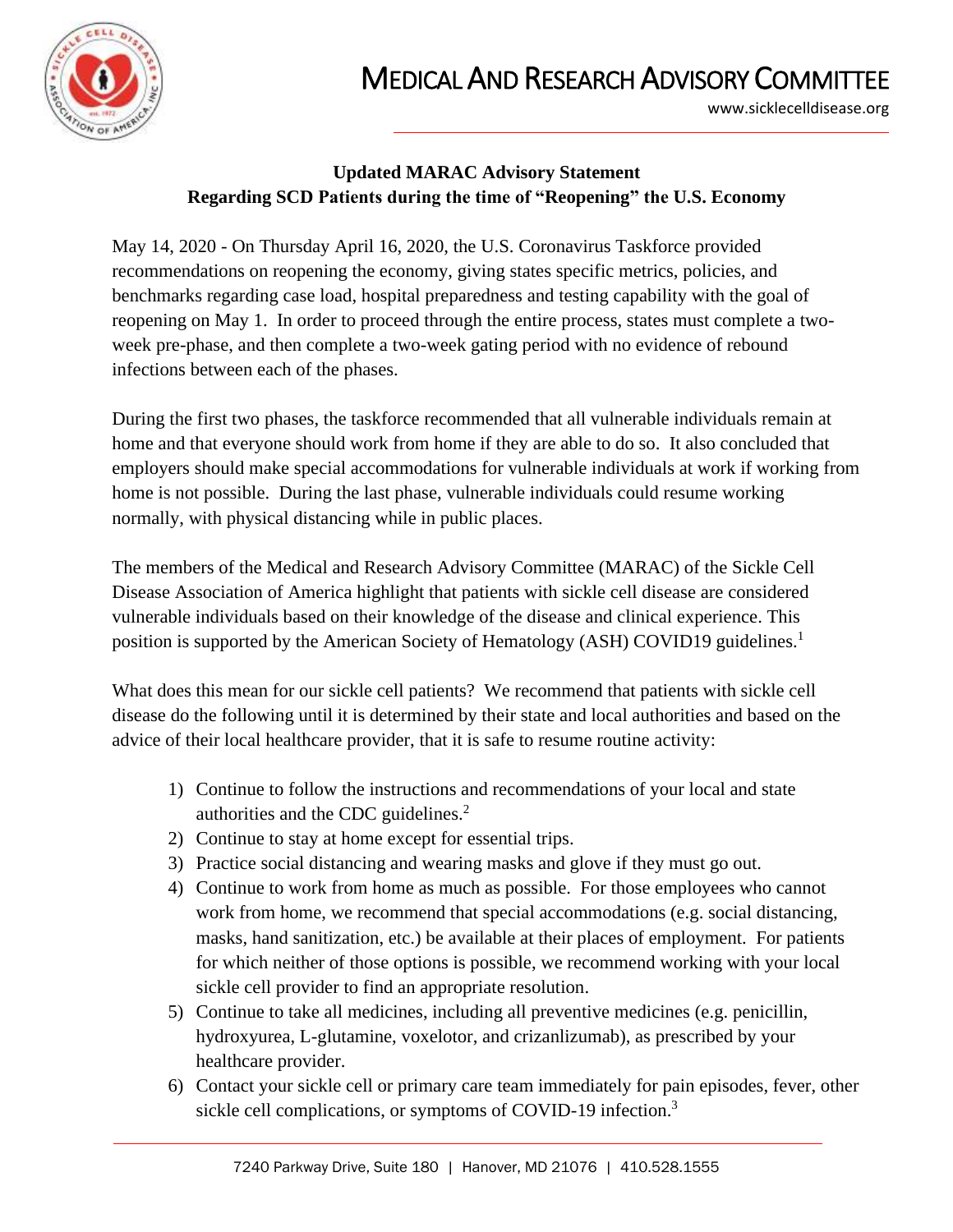# MEDICAL AND RESEARCH ADVISORY COMMITTEE

www.sicklecelldisease.org

## Updated MARAC Advisory Statement
## Regarding SCD Patients during the time of "Reopening" the U.S. Economy

May 14, 2020 - On Thursday April 16, 2020, the U.S. Coronavirus Taskforce provided recommendations on reopening the economy, giving states specific metrics, policies, and benchmarks regarding case load, hospital preparedness and testing capability with the goal of reopening on May 1. In order to proceed through the entire process, states must complete a two-week pre-phase, and then complete a two-week gating period with no evidence of rebound infections between each of the phases.

During the first two phases, the taskforce recommended that all vulnerable individuals remain at home and that everyone should work from home if they are able to do so. It also concluded that employers should make special accommodations for vulnerable individuals at work if working from home is not possible. During the last phase, vulnerable individuals could resume working normally, with physical distancing while in public places.

The members of the Medical and Research Advisory Committee (MARAC) of the Sickle Cell Disease Association of America highlight that patients with sickle cell disease are considered vulnerable individuals based on their knowledge of the disease and clinical experience. This position is supported by the American Society of Hematology (ASH) COVID19 guidelines.[1]

What does this mean for our sickle cell patients? We recommend that patients with sickle cell disease do the following until it is determined by their state and local authorities and based on the advice of their local healthcare provider, that it is safe to resume routine activity:

1) Continue to follow the instructions and recommendations of your local and state authorities and the CDC guidelines.[2]
2) Continue to stay at home except for essential trips.
3) Practice social distancing and wearing masks and glove if they must go out.
4) Continue to work from home as much as possible. For those employees who cannot work from home, we recommend that special accommodations (e.g. social distancing, masks, hand sanitization, etc.) be available at their places of employment. For patients for which neither of those options is possible, we recommend working with your local sickle cell provider to find an appropriate resolution.
5) Continue to take all medicines, including all preventive medicines (e.g. penicillin, hydroxyurea, L-glutamine, voxelotor, and crizanlizumab), as prescribed by your healthcare provider.
6) Contact your sickle cell or primary care team immediately for pain episodes, fever, other sickle cell complications, or symptoms of COVID-19 infection.[3]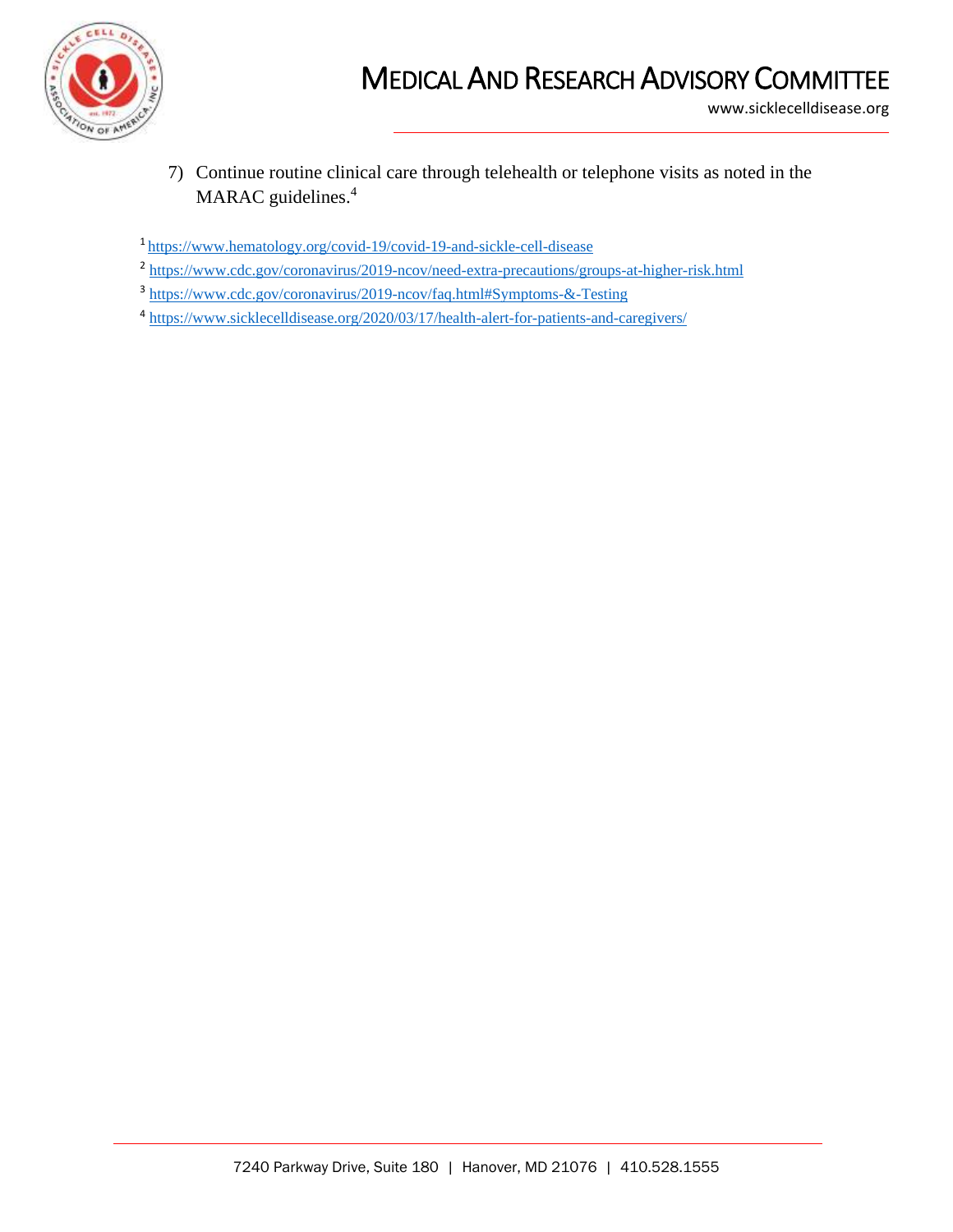7) Continue routine clinical care through telehealth or telephone visits as noted in the MARAC guidelines.[4]

[1] https://www.hematology.org/covid-19/covid-19-and-sickle-cell-disease

[2] https://www.cdc.gov/coronavirus/2019-ncov/need-extra-precautions/groups-at-higher-risk.html

[3] https://www.cdc.gov/coronavirus/2019-ncov/faq.html#Symptoms-&-Testing

[4] https://www.sicklecelldisease.org/2020/03/17/health-alert-for-patients-and-caregivers/